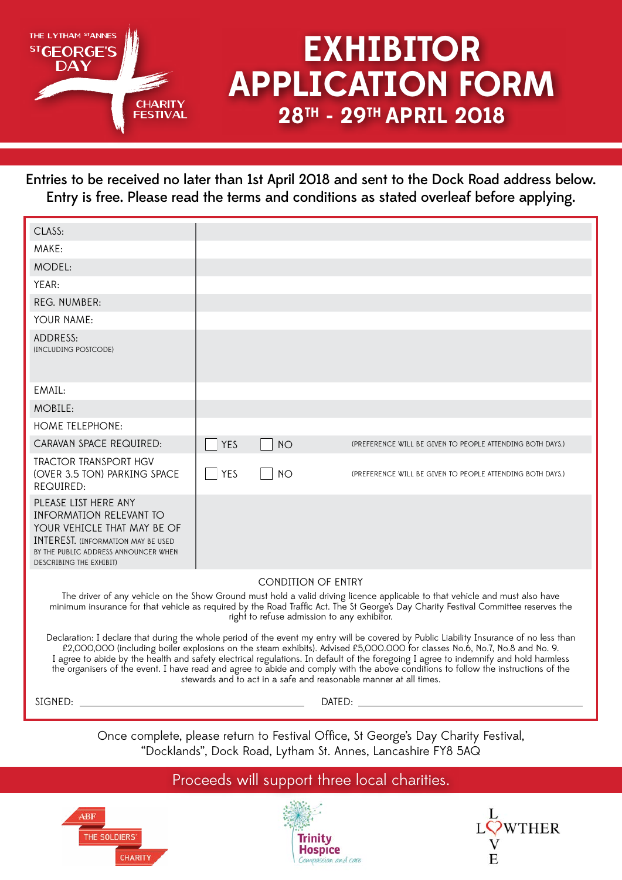THE LYTHAM ST ANNES ST GEORGE'S DAY CHARITY FESTIVAL

# EXHIBITOR APPLICATION FORM

## 28TH - 29TH APRIL 2018

**Entries to be received no later than 1st April 2018 and sent to the Dock Road address below. Entry is free. Please read the terms and conditions as stated overleaf before applying.**

| | |
|---|---|
| CLASS: | |
| MAKE: | |
| MODEL: | |
| YEAR: | |
| REG. NUMBER: | |
| YOUR NAME: | |
| ADDRESS: (INCLUDING POSTCODE) | |
| EMAIL: | |
| MOBILE: | |
| HOME TELEPHONE: | |
| CARAVAN SPACE REQUIRED: | ☐ YES ☐ NO (PREFERENCE WILL BE GIVEN TO PEOPLE ATTENDING BOTH DAYS.) |
| TRACTOR TRANSPORT HGV (OVER 3.5 TON) PARKING SPACE REQUIRED: | ☐ YES ☐ NO (PREFERENCE WILL BE GIVEN TO PEOPLE ATTENDING BOTH DAYS.) |
| PLEASE LIST HERE ANY INFORMATION RELEVANT TO YOUR VEHICLE THAT MAY BE OF INTEREST. (INFORMATION MAY BE USED BY THE PUBLIC ADDRESS ANNOUNCER WHEN DESCRIBING THE EXHIBIT) | |

CONDITION OF ENTRY

The driver of any vehicle on the Show Ground must hold a valid driving licence applicable to that vehicle and must also have minimum insurance for that vehicle as required by the Road Traffic Act. The St George's Day Charity Festival Committee reserves the right to refuse admission to any exhibitor.

Declaration: I declare that during the whole period of the event my entry will be covered by Public Liability Insurance of no less than £2,000,000 (including boiler explosions on the steam exhibits). Advised £5,000.000 for classes No.6, No.7, No.8 and No. 9. I agree to abide by the health and safety electrical regulations. In default of the foregoing I agree to indemnify and hold harmless the organisers of the event. I have read and agree to abide and comply with the above conditions to follow the instructions of the stewards and to act in a safe and reasonable manner at all times.

SIGNED: ______________________________ DATED: ______________________________

Once complete, please return to Festival Office, St George's Day Charity Festival, "Docklands", Dock Road, Lytham St. Annes, Lancashire FY8 5AQ

Proceeds will support three local charities.

ABF THE SOLDIERS' CHARITY — Trinity Hospice *Compassion and care* — LOWTHER LOVE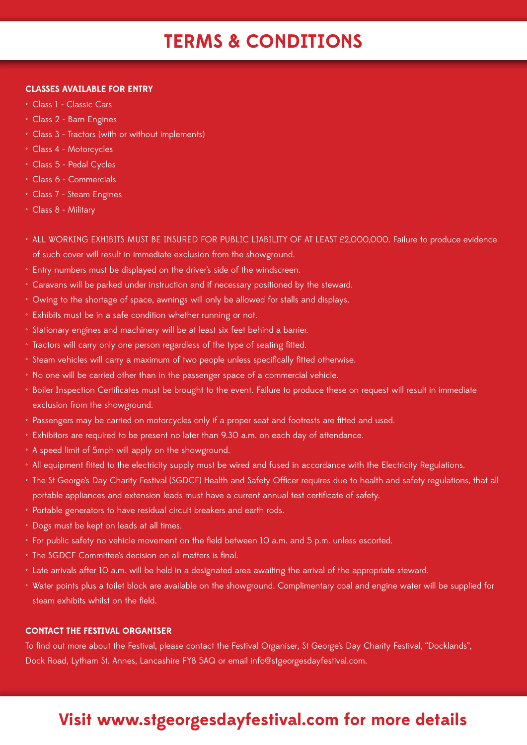# TERMS & CONDITIONS

### CLASSES AVAILABLE FOR ENTRY

- Class 1 - Classic Cars
- Class 2 - Barn Engines
- Class 3 - Tractors (with or without implements)
- Class 4 - Motorcycles
- Class 5 - Pedal Cycles
- Class 6 - Commercials
- Class 7 - Steam Engines
- Class 8 - Military

- ALL WORKING EXHIBITS MUST BE INSURED FOR PUBLIC LIABILITY OF AT LEAST £2,000,000. Failure to produce evidence of such cover will result in immediate exclusion from the showground.
- Entry numbers must be displayed on the driver's side of the windscreen.
- Caravans will be parked under instruction and if necessary positioned by the steward.
- Owing to the shortage of space, awnings will only be allowed for stalls and displays.
- Exhibits must be in a safe condition whether running or not.
- Stationary engines and machinery will be at least six feet behind a barrier.
- Tractors will carry only one person regardless of the type of seating fitted.
- Steam vehicles will carry a maximum of two people unless specifically fitted otherwise.
- No one will be carried other than in the passenger space of a commercial vehicle.
- Boiler Inspection Certificates must be brought to the event. Failure to produce these on request will result in immediate exclusion from the showground.
- Passengers may be carried on motorcycles only if a proper seat and footrests are fitted and used.
- Exhibitors are required to be present no later than 9.30 a.m. on each day of attendance.
- A speed limit of 5mph will apply on the showground.
- All equipment fitted to the electricity supply must be wired and fused in accordance with the Electricity Regulations.
- The St George's Day Charity Festival (SGDCF) Health and Safety Officer requires due to health and safety regulations, that all portable appliances and extension leads must have a current annual test certificate of safety.
- Portable generators to have residual circuit breakers and earth rods.
- Dogs must be kept on leads at all times.
- For public safety no vehicle movement on the field between 10 a.m. and 5 p.m. unless escorted.
- The SGDCF Committee's decision on all matters is final.
- Late arrivals after 10 a.m. will be held in a designated area awaiting the arrival of the appropriate steward.
- Water points plus a toilet block are available on the showground. Complimentary coal and engine water will be supplied for steam exhibits whilst on the field.

### CONTACT THE FESTIVAL ORGANISER

To find out more about the Festival, please contact the Festival Organiser, St George's Day Charity Festival, "Docklands", Dock Road, Lytham St. Annes, Lancashire FY8 5AQ or email info@stgeorgesdayfestival.com.

## Visit www.stgeorgesdayfestival.com for more details